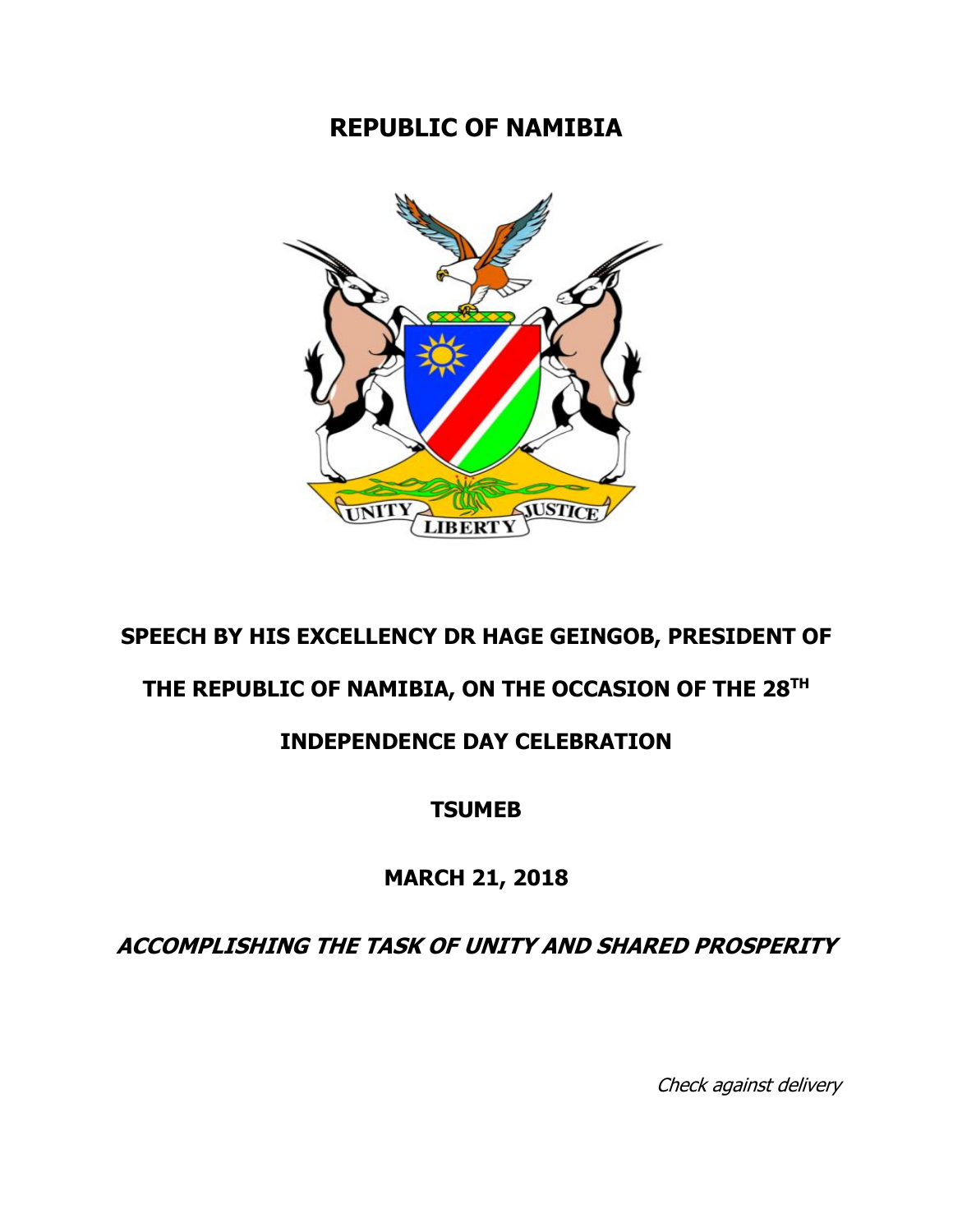# REPUBLIC OF NAMIBIA

**SPEECH BY HIS EXCELLENCY DR HAGE GEINGOB, PRESIDENT OF THE REPUBLIC OF NAMIBIA, ON THE OCCASION OF THE 28TH INDEPENDENCE DAY CELEBRATION**

**TSUMEB**

**MARCH 21, 2018**

***ACCOMPLISHING THE TASK OF UNITY AND SHARED PROSPERITY***

*Check against delivery*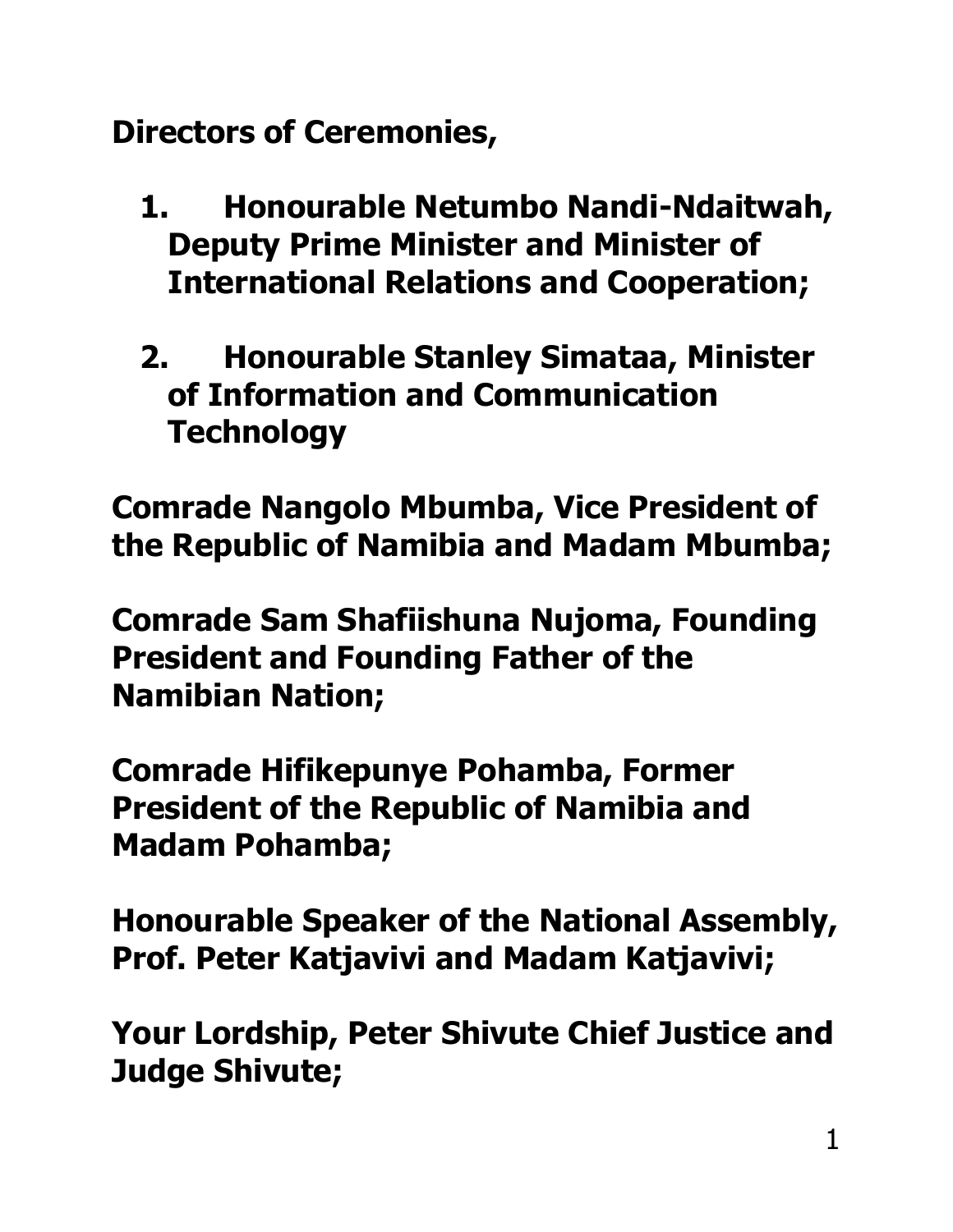**Directors of Ceremonies,**

1. **Honourable Netumbo Nandi-Ndaitwah, Deputy Prime Minister and Minister of International Relations and Cooperation;**

2. **Honourable Stanley Simataa, Minister of Information and Communication Technology**

**Comrade Nangolo Mbumba, Vice President of the Republic of Namibia and Madam Mbumba;**

**Comrade Sam Shafiishuna Nujoma, Founding President and Founding Father of the Namibian Nation;**

**Comrade Hifikepunye Pohamba, Former President of the Republic of Namibia and Madam Pohamba;**

**Honourable Speaker of the National Assembly, Prof. Peter Katjavivi and Madam Katjavivi;**

**Your Lordship, Peter Shivute Chief Justice and Judge Shivute;**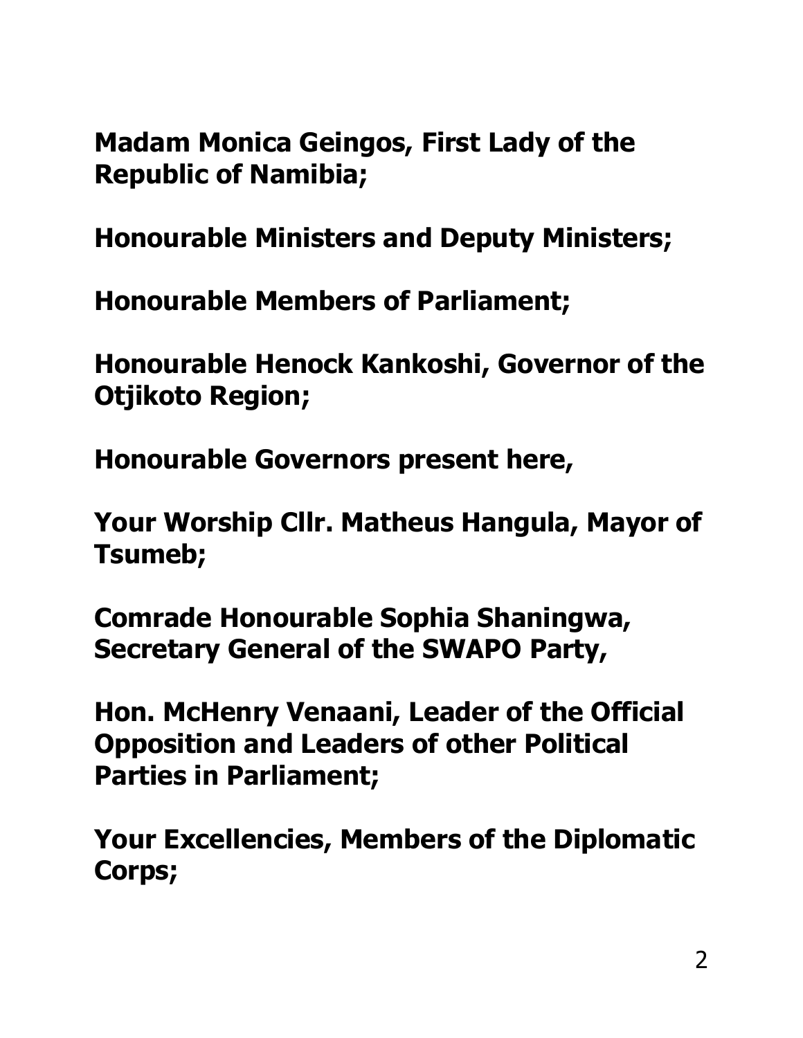**Madam Monica Geingos, First Lady of the Republic of Namibia;**

**Honourable Ministers and Deputy Ministers;**

**Honourable Members of Parliament;**

**Honourable Henock Kankoshi, Governor of the Otjikoto Region;**

**Honourable Governors present here,**

**Your Worship Cllr. Matheus Hangula, Mayor of Tsumeb;**

**Comrade Honourable Sophia Shaningwa, Secretary General of the SWAPO Party,**

**Hon. McHenry Venaani, Leader of the Official Opposition and Leaders of other Political Parties in Parliament;**

**Your Excellencies, Members of the Diplomatic Corps;**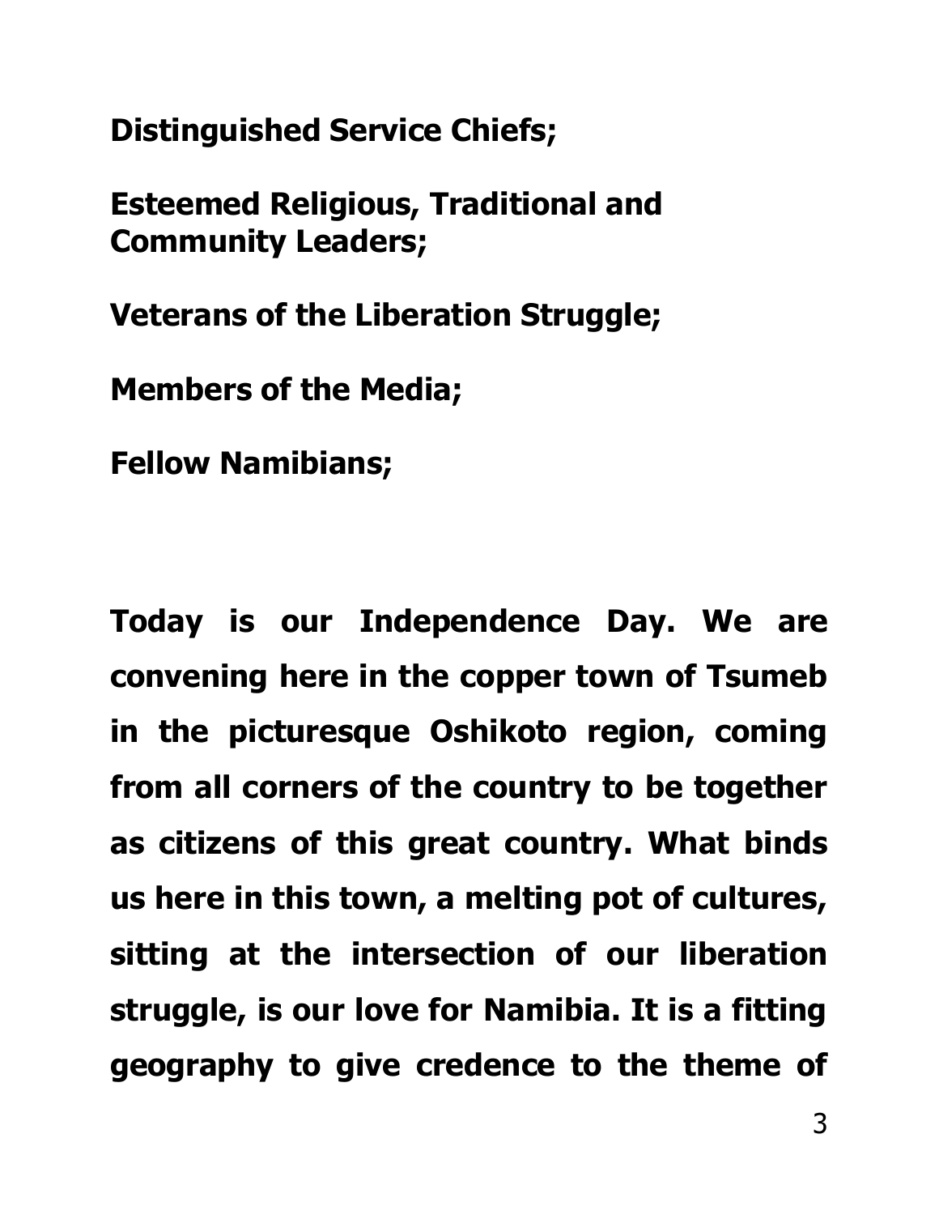**Distinguished Service Chiefs;**

**Esteemed Religious, Traditional and Community Leaders;**

**Veterans of the Liberation Struggle;**

**Members of the Media;**

**Fellow Namibians;**

**Today is our Independence Day. We are convening here in the copper town of Tsumeb in the picturesque Oshikoto region, coming from all corners of the country to be together as citizens of this great country. What binds us here in this town, a melting pot of cultures, sitting at the intersection of our liberation struggle, is our love for Namibia. It is a fitting geography to give credence to the theme of**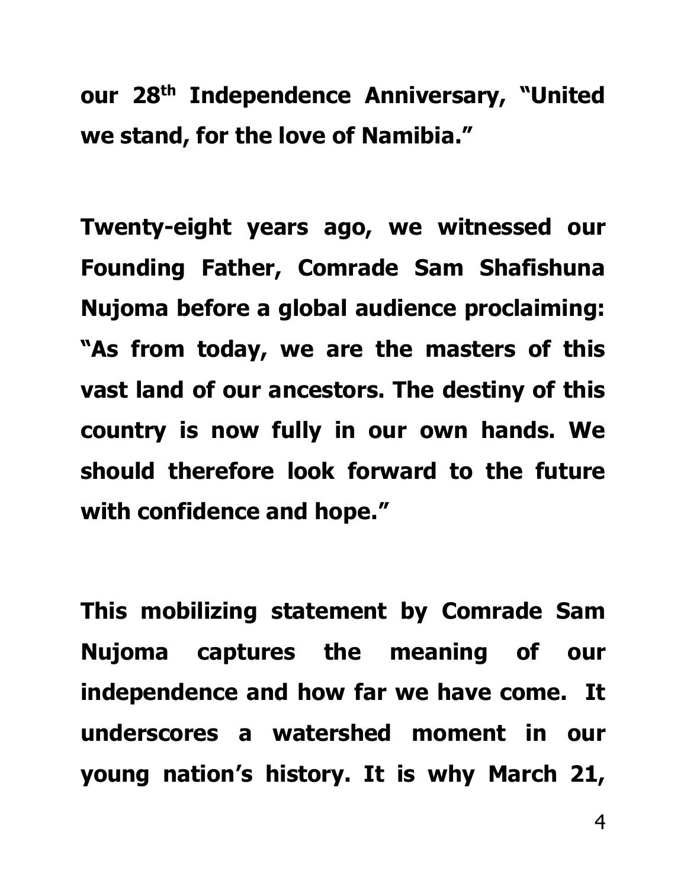**our 28th Independence Anniversary, "United we stand, for the love of Namibia."**

**Twenty-eight years ago, we witnessed our Founding Father, Comrade Sam Shafishuna Nujoma before a global audience proclaiming: "As from today, we are the masters of this vast land of our ancestors. The destiny of this country is now fully in our own hands. We should therefore look forward to the future with confidence and hope."**

**This mobilizing statement by Comrade Sam Nujoma captures the meaning of our independence and how far we have come. It underscores a watershed moment in our young nation's history. It is why March 21,**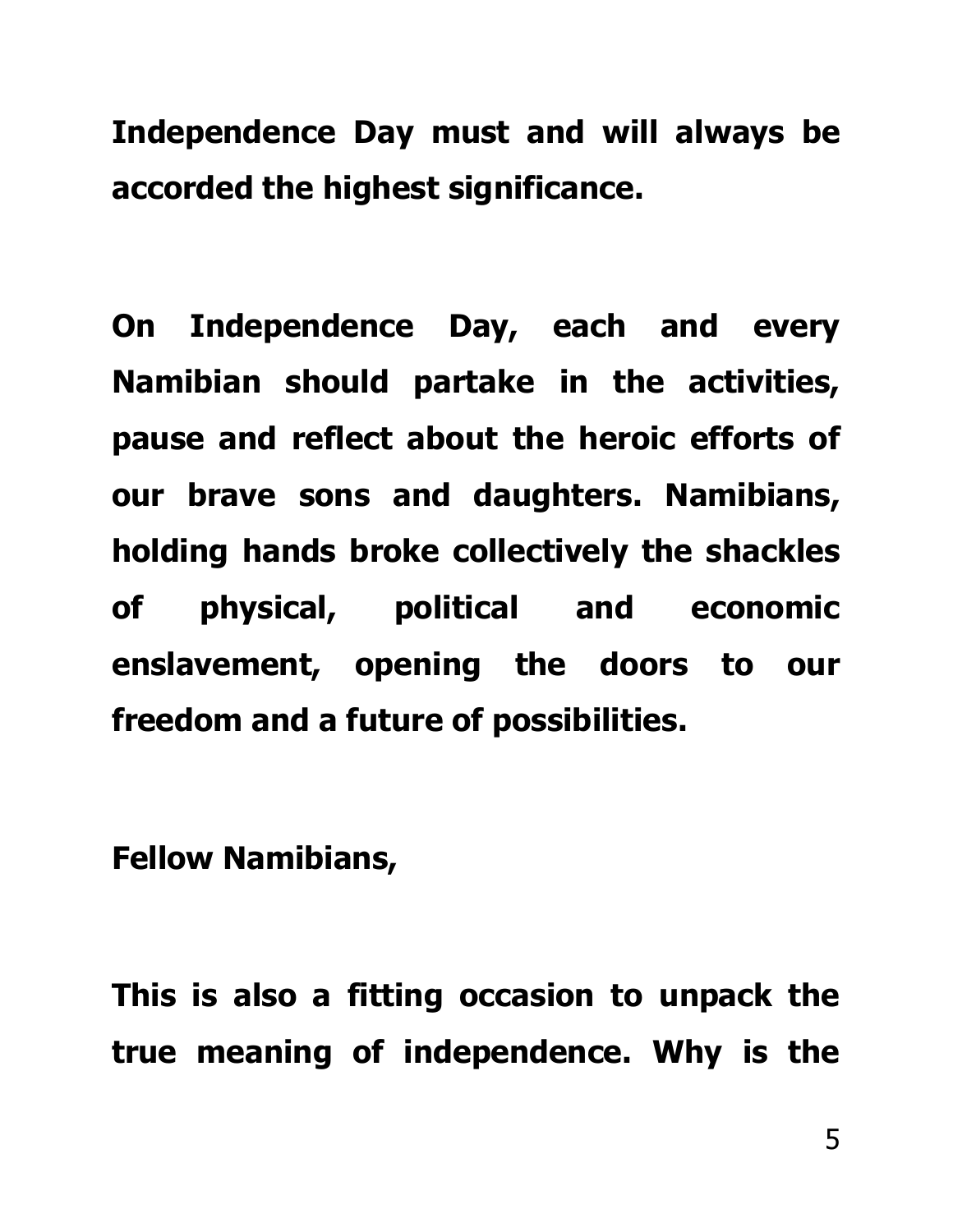**Independence Day must and will always be accorded the highest significance.**

**On Independence Day, each and every Namibian should partake in the activities, pause and reflect about the heroic efforts of our brave sons and daughters. Namibians, holding hands broke collectively the shackles of physical, political and economic enslavement, opening the doors to our freedom and a future of possibilities.**

**Fellow Namibians,**

**This is also a fitting occasion to unpack the true meaning of independence. Why is the**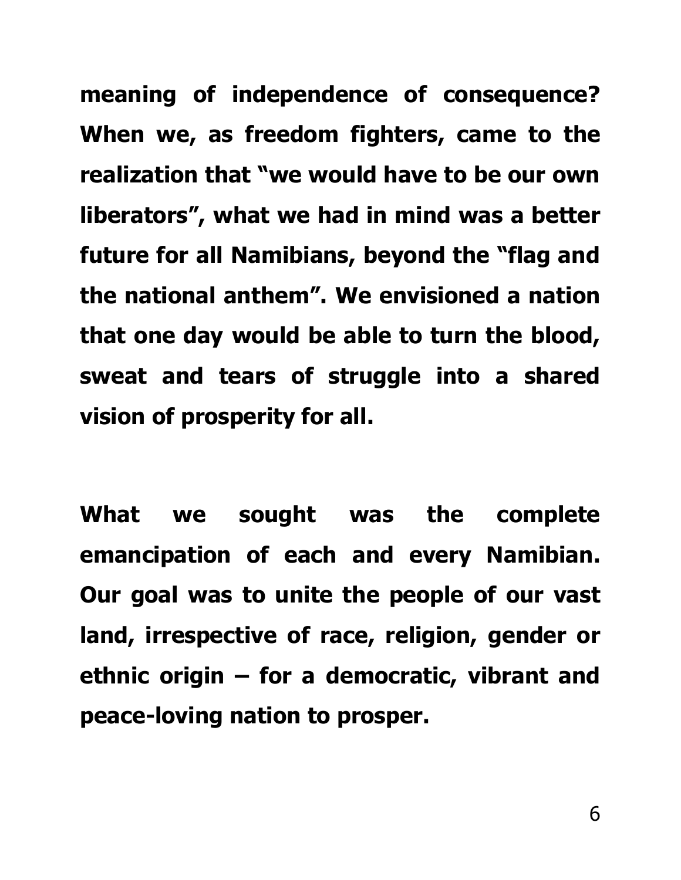**meaning of independence of consequence? When we, as freedom fighters, came to the realization that "we would have to be our own liberators", what we had in mind was a better future for all Namibians, beyond the "flag and the national anthem". We envisioned a nation that one day would be able to turn the blood, sweat and tears of struggle into a shared vision of prosperity for all.**

**What we sought was the complete emancipation of each and every Namibian. Our goal was to unite the people of our vast land, irrespective of race, religion, gender or ethnic origin – for a democratic, vibrant and peace-loving nation to prosper.**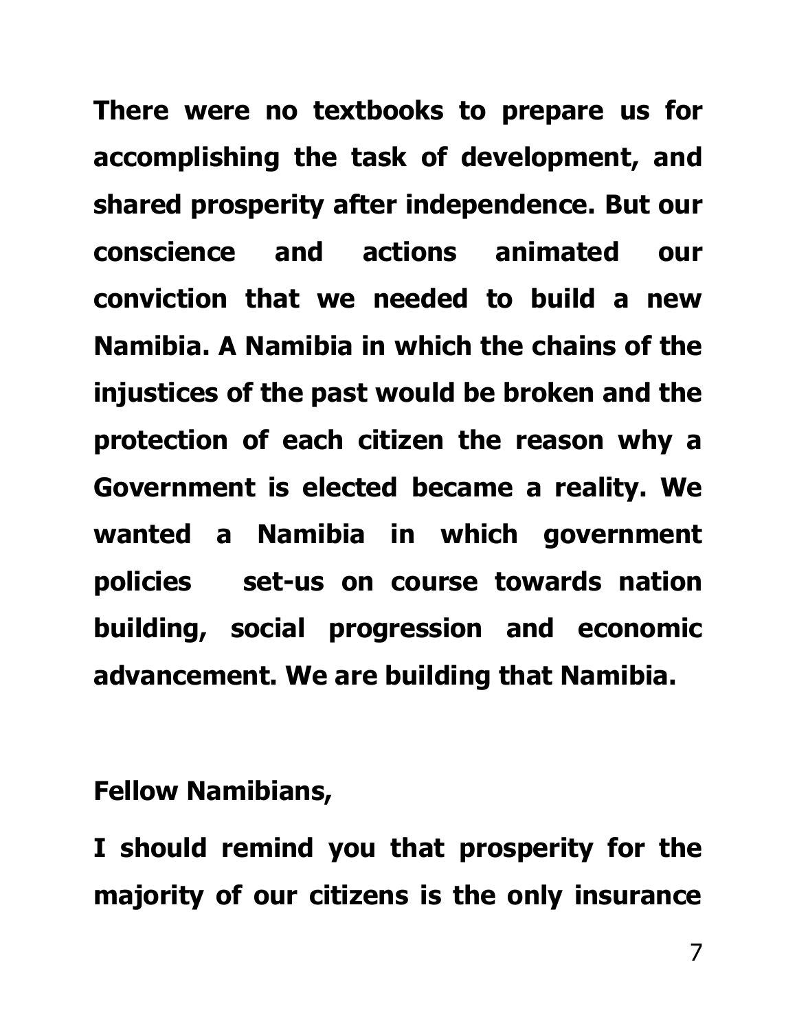**There were no textbooks to prepare us for accomplishing the task of development, and shared prosperity after independence. But our conscience and actions animated our conviction that we needed to build a new Namibia. A Namibia in which the chains of the injustices of the past would be broken and the protection of each citizen the reason why a Government is elected became a reality. We wanted a Namibia in which government policies set-us on course towards nation building, social progression and economic advancement. We are building that Namibia.**

**Fellow Namibians,**

**I should remind you that prosperity for the majority of our citizens is the only insurance**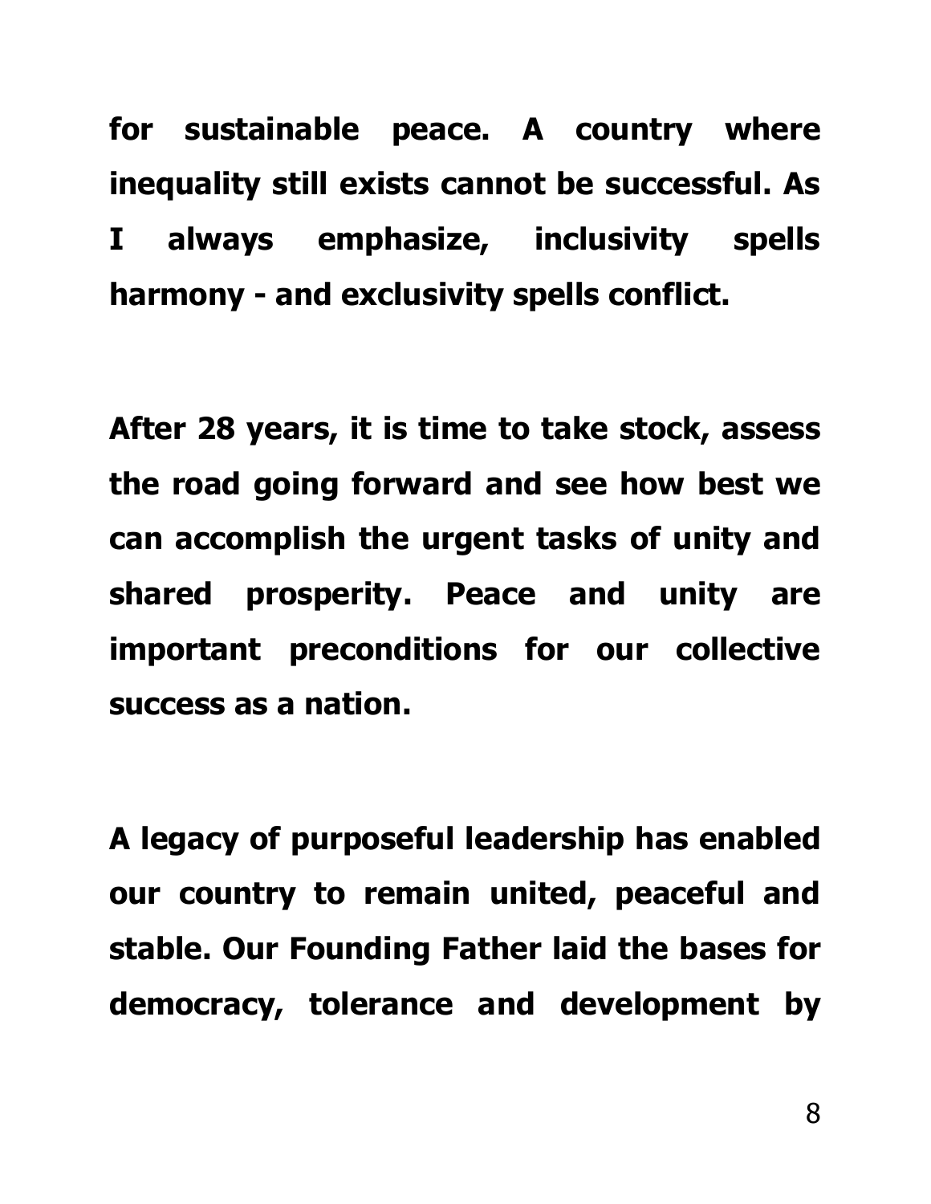**for sustainable peace. A country where inequality still exists cannot be successful. As I always emphasize, inclusivity spells harmony - and exclusivity spells conflict.**

**After 28 years, it is time to take stock, assess the road going forward and see how best we can accomplish the urgent tasks of unity and shared prosperity. Peace and unity are important preconditions for our collective success as a nation.**

**A legacy of purposeful leadership has enabled our country to remain united, peaceful and stable. Our Founding Father laid the bases for democracy, tolerance and development by**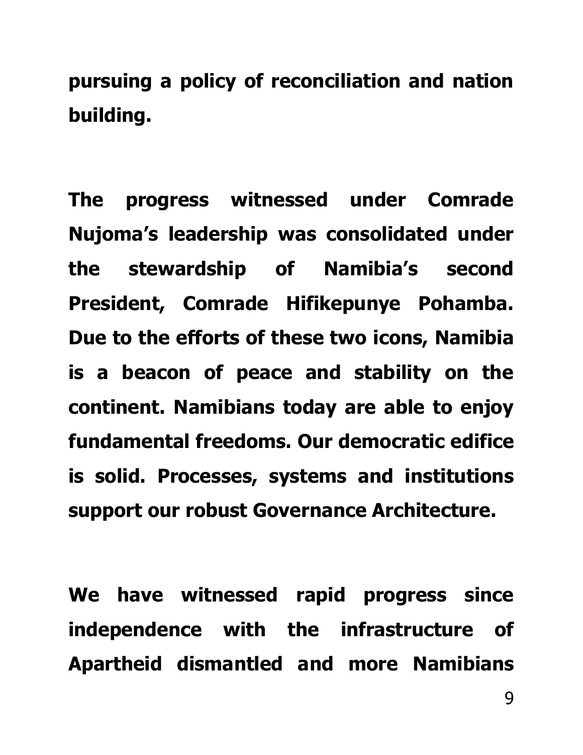**pursuing a policy of reconciliation and nation building.**

**The progress witnessed under Comrade Nujoma's leadership was consolidated under the stewardship of Namibia's second President, Comrade Hifikepunye Pohamba. Due to the efforts of these two icons, Namibia is a beacon of peace and stability on the continent. Namibians today are able to enjoy fundamental freedoms. Our democratic edifice is solid. Processes, systems and institutions support our robust Governance Architecture.**

**We have witnessed rapid progress since independence with the infrastructure of Apartheid dismantled and more Namibians**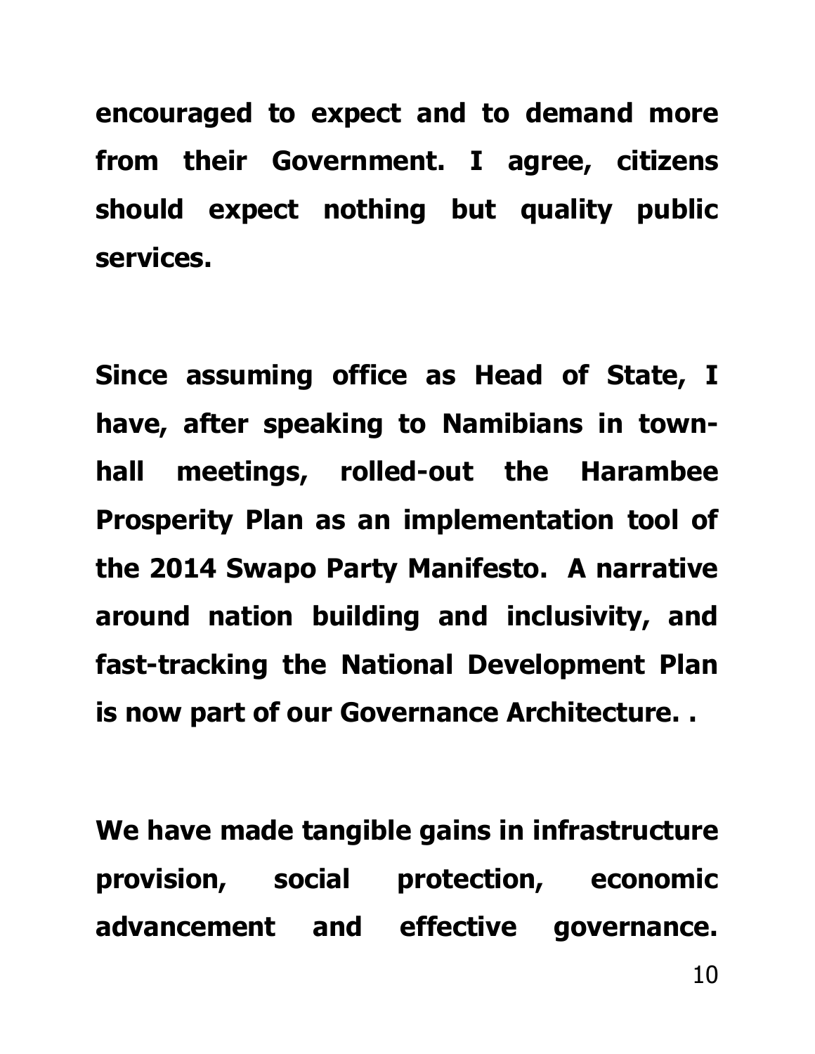**encouraged to expect and to demand more from their Government. I agree, citizens should expect nothing but quality public services.**

**Since assuming office as Head of State, I have, after speaking to Namibians in town-hall meetings, rolled-out the Harambee Prosperity Plan as an implementation tool of the 2014 Swapo Party Manifesto. A narrative around nation building and inclusivity, and fast-tracking the National Development Plan is now part of our Governance Architecture. .**

**We have made tangible gains in infrastructure provision, social protection, economic advancement and effective governance.**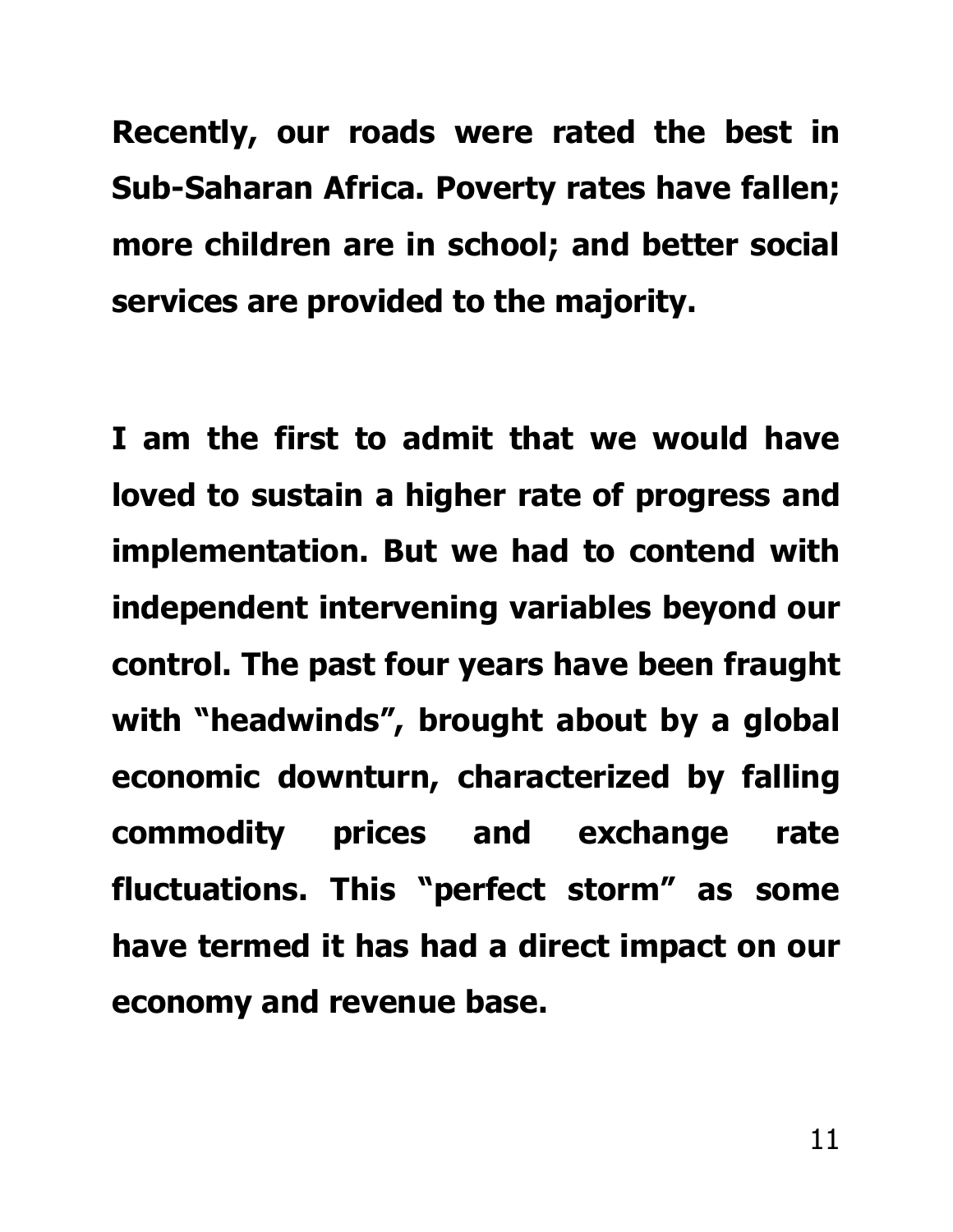**Recently, our roads were rated the best in Sub-Saharan Africa. Poverty rates have fallen; more children are in school; and better social services are provided to the majority.**

**I am the first to admit that we would have loved to sustain a higher rate of progress and implementation. But we had to contend with independent intervening variables beyond our control. The past four years have been fraught with "headwinds", brought about by a global economic downturn, characterized by falling commodity prices and exchange rate fluctuations. This "perfect storm" as some have termed it has had a direct impact on our economy and revenue base.**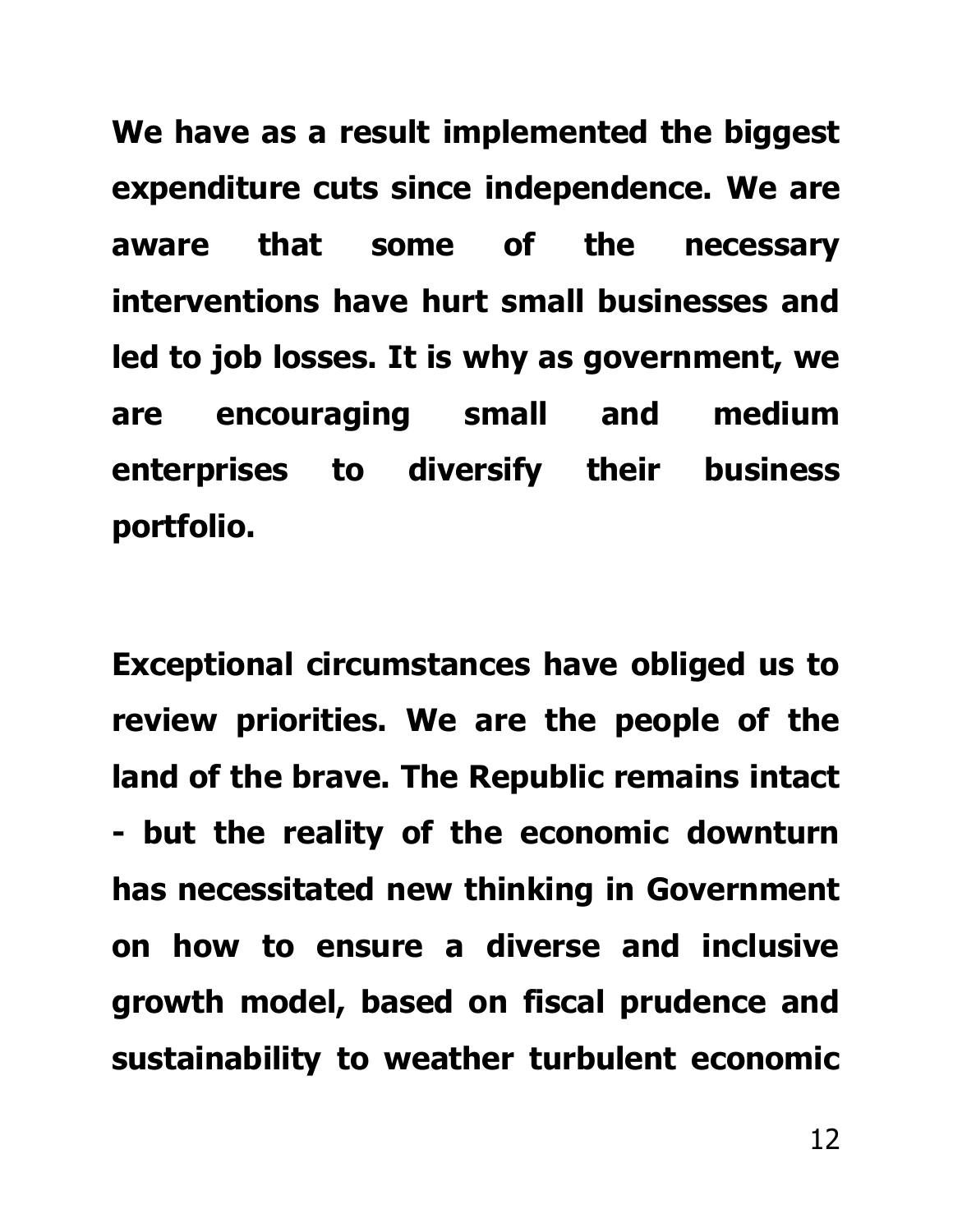**We have as a result implemented the biggest expenditure cuts since independence. We are aware that some of the necessary interventions have hurt small businesses and led to job losses. It is why as government, we are encouraging small and medium enterprises to diversify their business portfolio.**

**Exceptional circumstances have obliged us to review priorities. We are the people of the land of the brave. The Republic remains intact - but the reality of the economic downturn has necessitated new thinking in Government on how to ensure a diverse and inclusive growth model, based on fiscal prudence and sustainability to weather turbulent economic**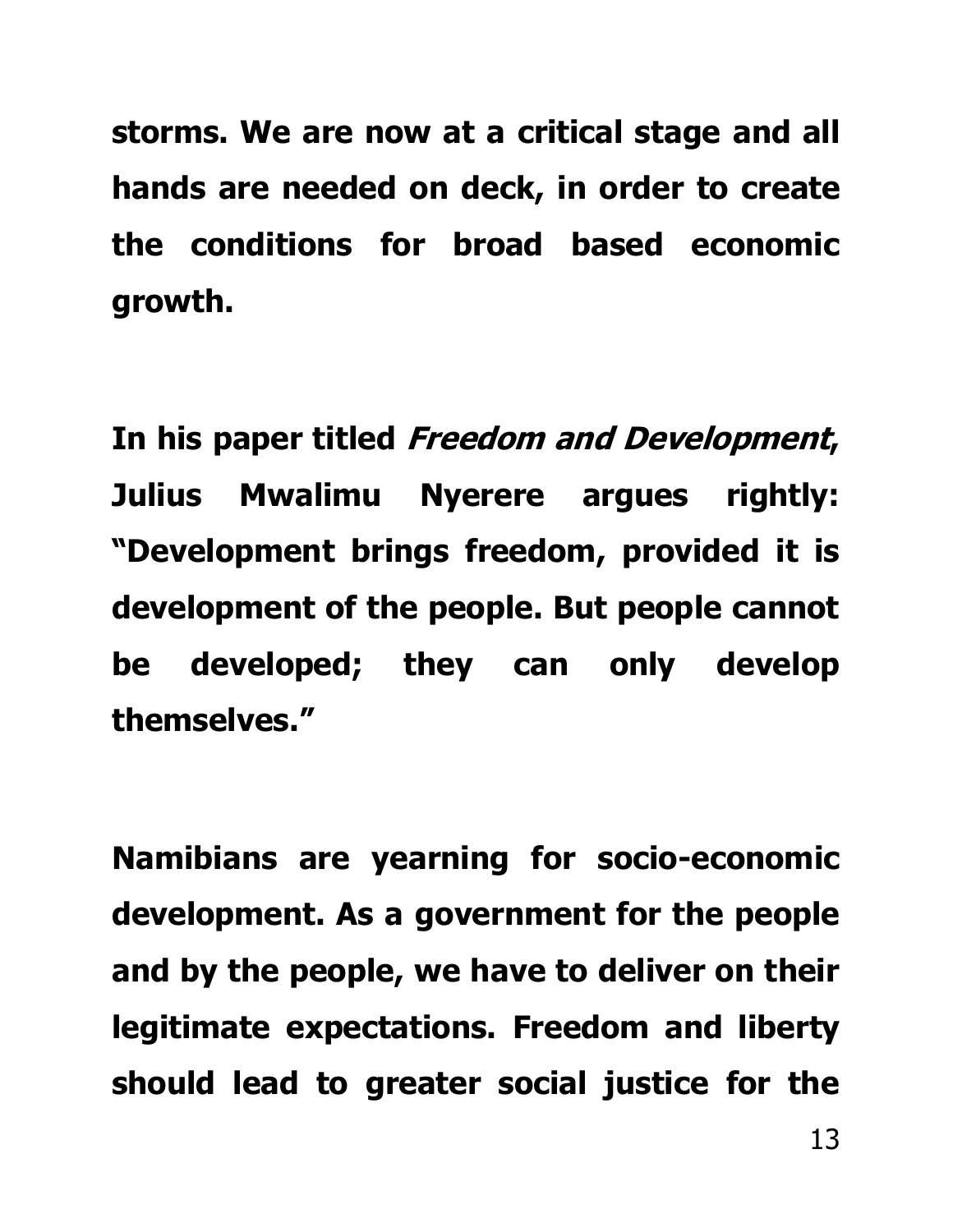**storms. We are now at a critical stage and all hands are needed on deck, in order to create the conditions for broad based economic growth.**

**In his paper titled *Freedom and Development*, Julius Mwalimu Nyerere argues rightly: "Development brings freedom, provided it is development of the people. But people cannot be developed; they can only develop themselves."**

**Namibians are yearning for socio-economic development. As a government for the people and by the people, we have to deliver on their legitimate expectations. Freedom and liberty should lead to greater social justice for the**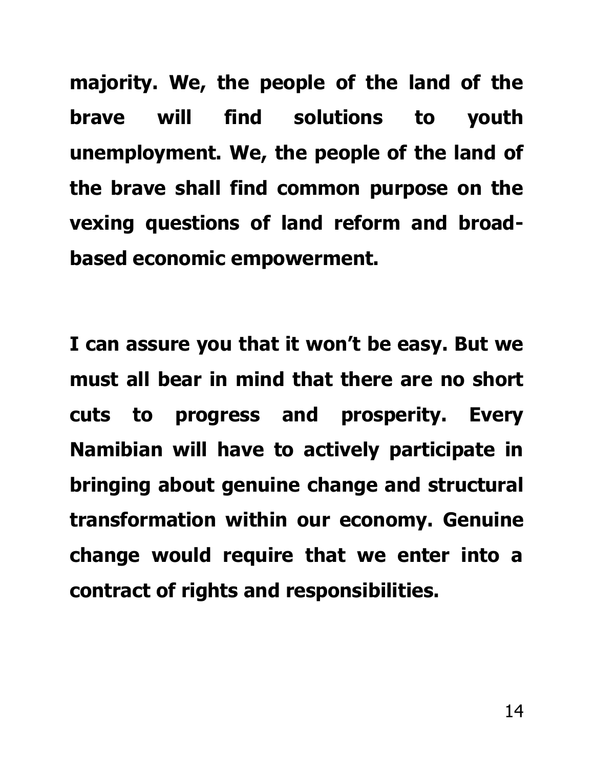**majority. We, the people of the land of the brave will find solutions to youth unemployment. We, the people of the land of the brave shall find common purpose on the vexing questions of land reform and broad-based economic empowerment.**

**I can assure you that it won't be easy. But we must all bear in mind that there are no short cuts to progress and prosperity. Every Namibian will have to actively participate in bringing about genuine change and structural transformation within our economy. Genuine change would require that we enter into a contract of rights and responsibilities.**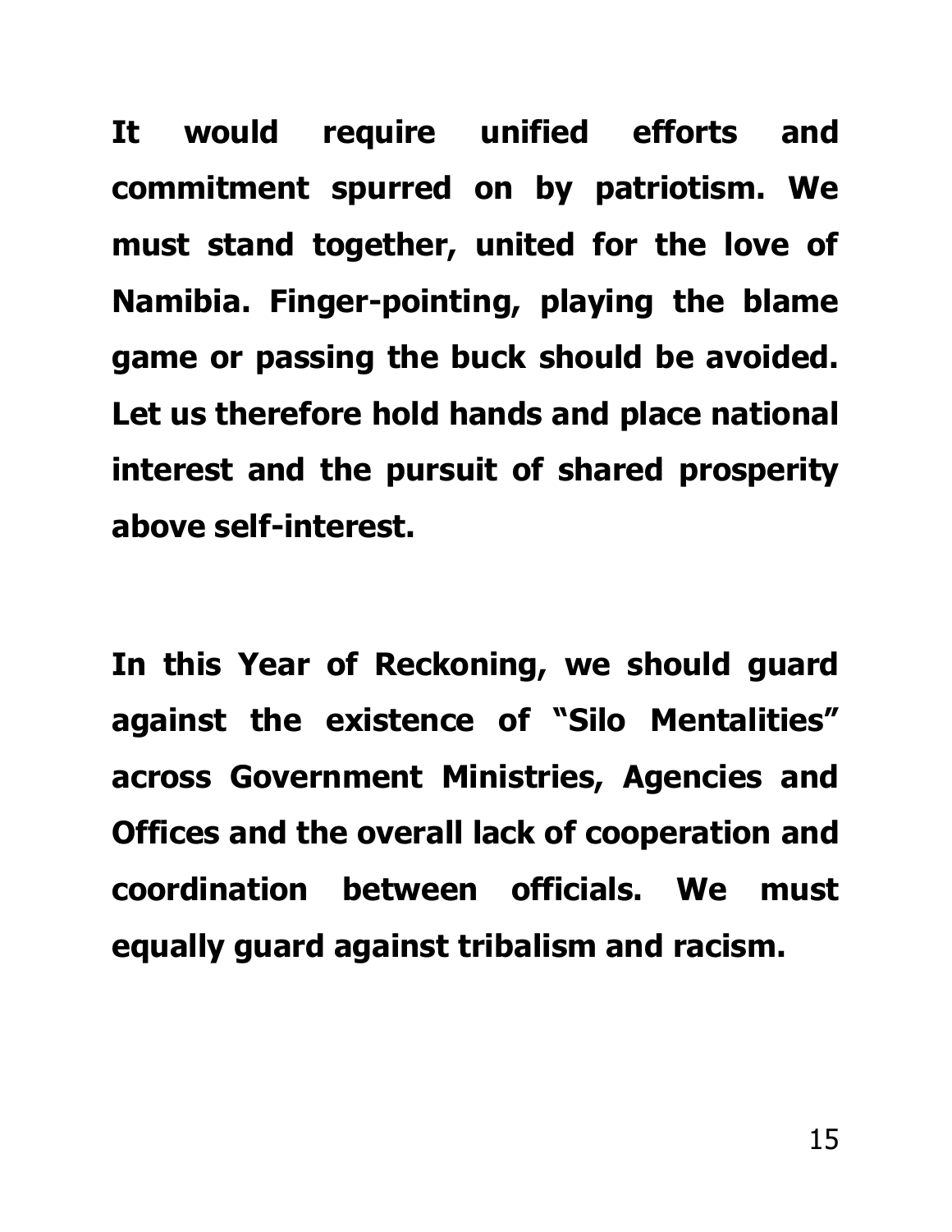**It would require unified efforts and commitment spurred on by patriotism. We must stand together, united for the love of Namibia. Finger-pointing, playing the blame game or passing the buck should be avoided. Let us therefore hold hands and place national interest and the pursuit of shared prosperity above self-interest.**

**In this Year of Reckoning, we should guard against the existence of "Silo Mentalities" across Government Ministries, Agencies and Offices and the overall lack of cooperation and coordination between officials. We must equally guard against tribalism and racism.**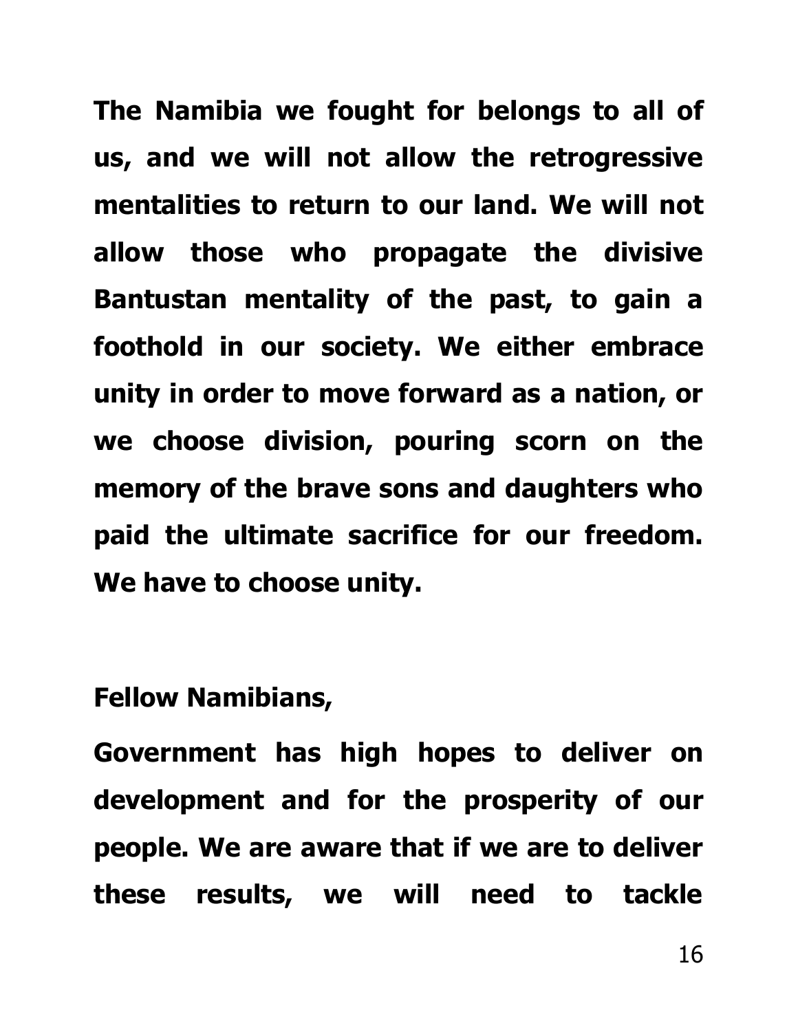**The Namibia we fought for belongs to all of us, and we will not allow the retrogressive mentalities to return to our land. We will not allow those who propagate the divisive Bantustan mentality of the past, to gain a foothold in our society. We either embrace unity in order to move forward as a nation, or we choose division, pouring scorn on the memory of the brave sons and daughters who paid the ultimate sacrifice for our freedom. We have to choose unity.**

**Fellow Namibians,**

**Government has high hopes to deliver on development and for the prosperity of our people. We are aware that if we are to deliver these results, we will need to tackle**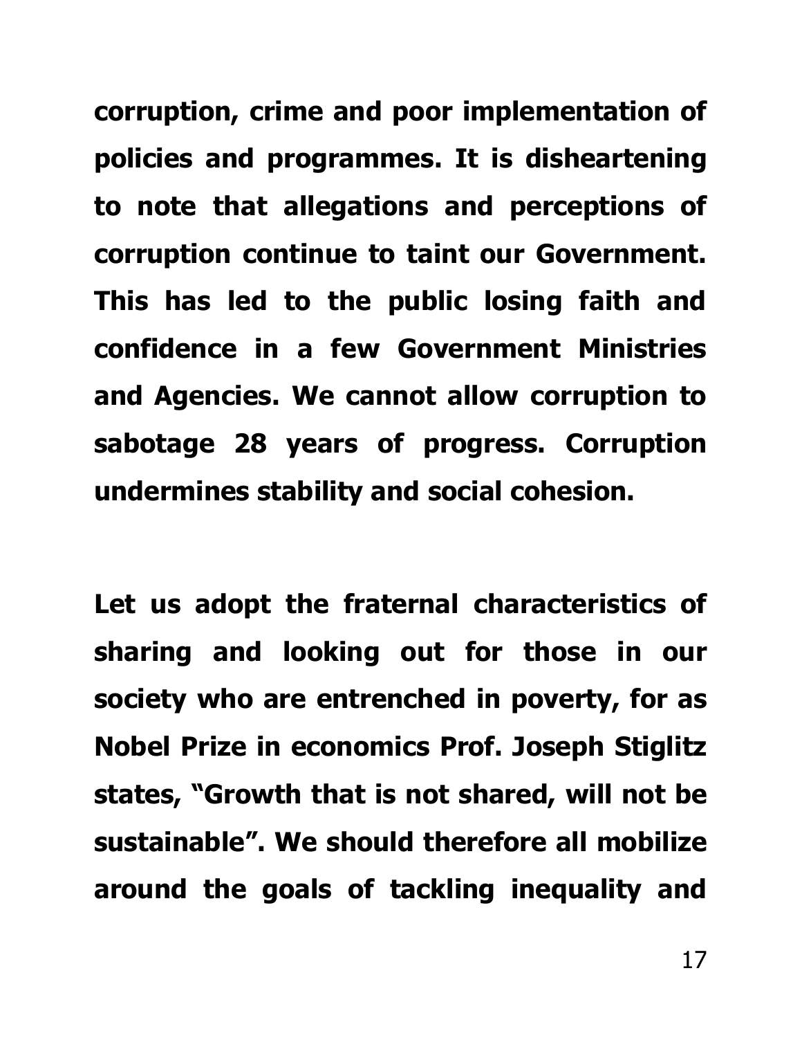**corruption, crime and poor implementation of policies and programmes. It is disheartening to note that allegations and perceptions of corruption continue to taint our Government. This has led to the public losing faith and confidence in a few Government Ministries and Agencies. We cannot allow corruption to sabotage 28 years of progress. Corruption undermines stability and social cohesion.**

**Let us adopt the fraternal characteristics of sharing and looking out for those in our society who are entrenched in poverty, for as Nobel Prize in economics Prof. Joseph Stiglitz states, "Growth that is not shared, will not be sustainable". We should therefore all mobilize around the goals of tackling inequality and**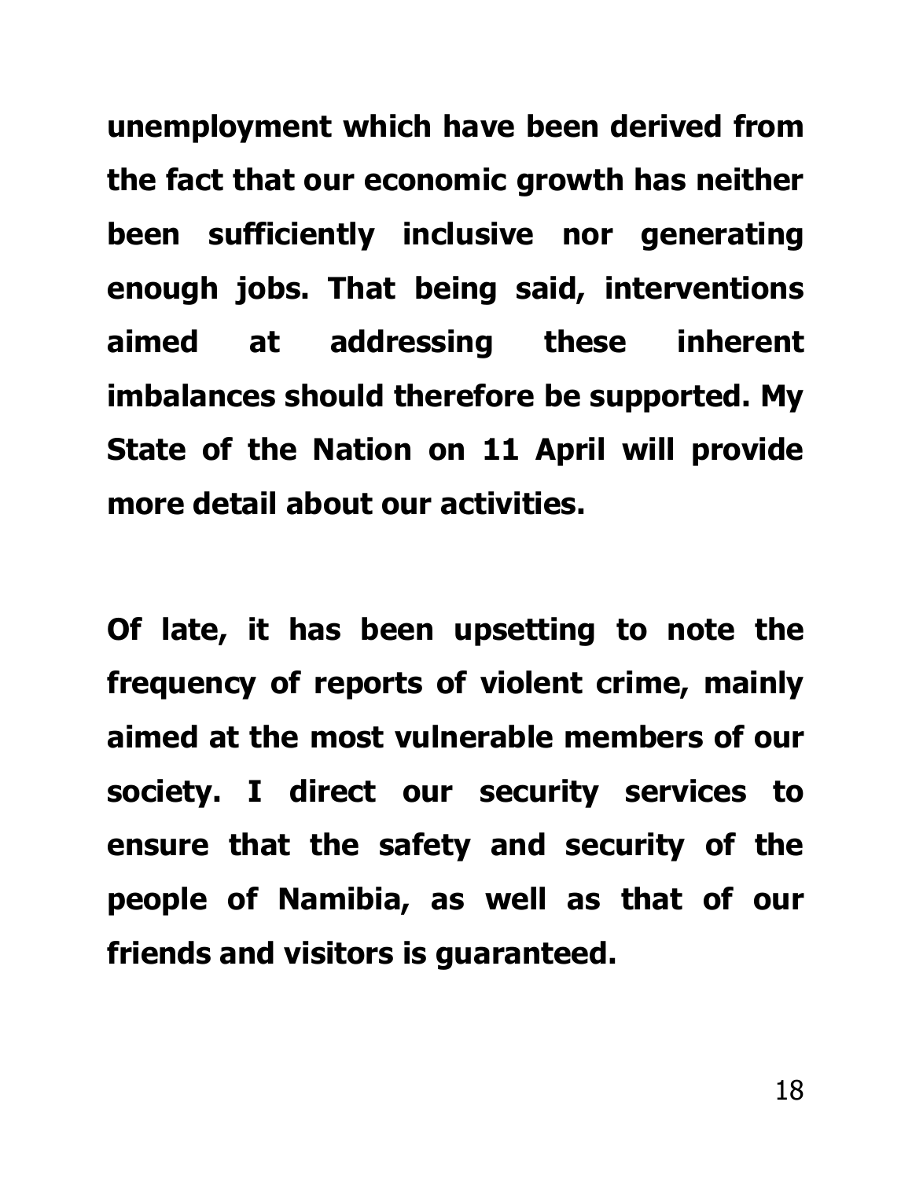**unemployment which have been derived from the fact that our economic growth has neither been sufficiently inclusive nor generating enough jobs. That being said, interventions aimed at addressing these inherent imbalances should therefore be supported. My State of the Nation on 11 April will provide more detail about our activities.**

**Of late, it has been upsetting to note the frequency of reports of violent crime, mainly aimed at the most vulnerable members of our society. I direct our security services to ensure that the safety and security of the people of Namibia, as well as that of our friends and visitors is guaranteed.**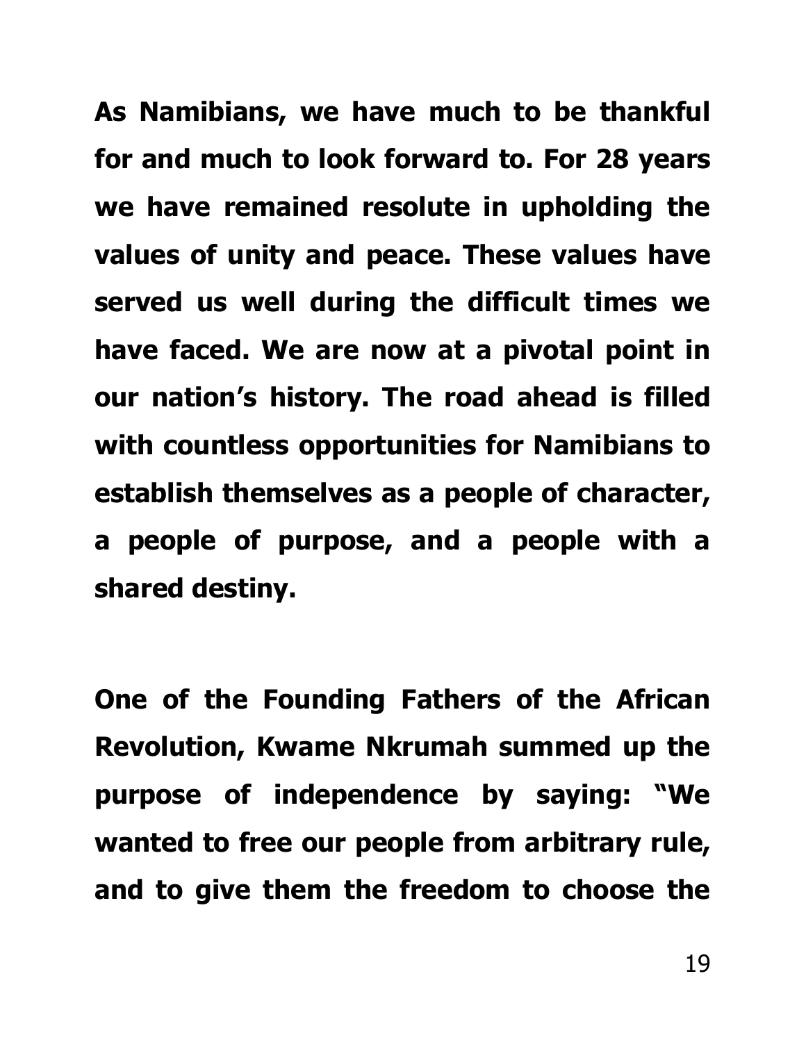**As Namibians, we have much to be thankful for and much to look forward to. For 28 years we have remained resolute in upholding the values of unity and peace. These values have served us well during the difficult times we have faced. We are now at a pivotal point in our nation's history. The road ahead is filled with countless opportunities for Namibians to establish themselves as a people of character, a people of purpose, and a people with a shared destiny.**

**One of the Founding Fathers of the African Revolution, Kwame Nkrumah summed up the purpose of independence by saying: "We wanted to free our people from arbitrary rule, and to give them the freedom to choose the**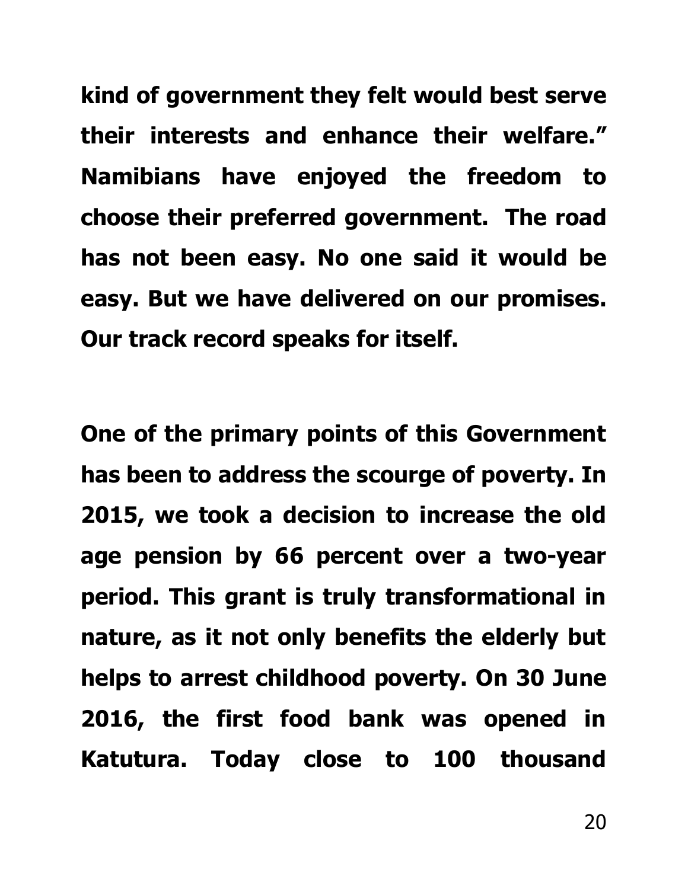**kind of government they felt would best serve their interests and enhance their welfare." Namibians have enjoyed the freedom to choose their preferred government. The road has not been easy. No one said it would be easy. But we have delivered on our promises. Our track record speaks for itself.**

**One of the primary points of this Government has been to address the scourge of poverty. In 2015, we took a decision to increase the old age pension by 66 percent over a two-year period. This grant is truly transformational in nature, as it not only benefits the elderly but helps to arrest childhood poverty. On 30 June 2016, the first food bank was opened in Katutura. Today close to 100 thousand**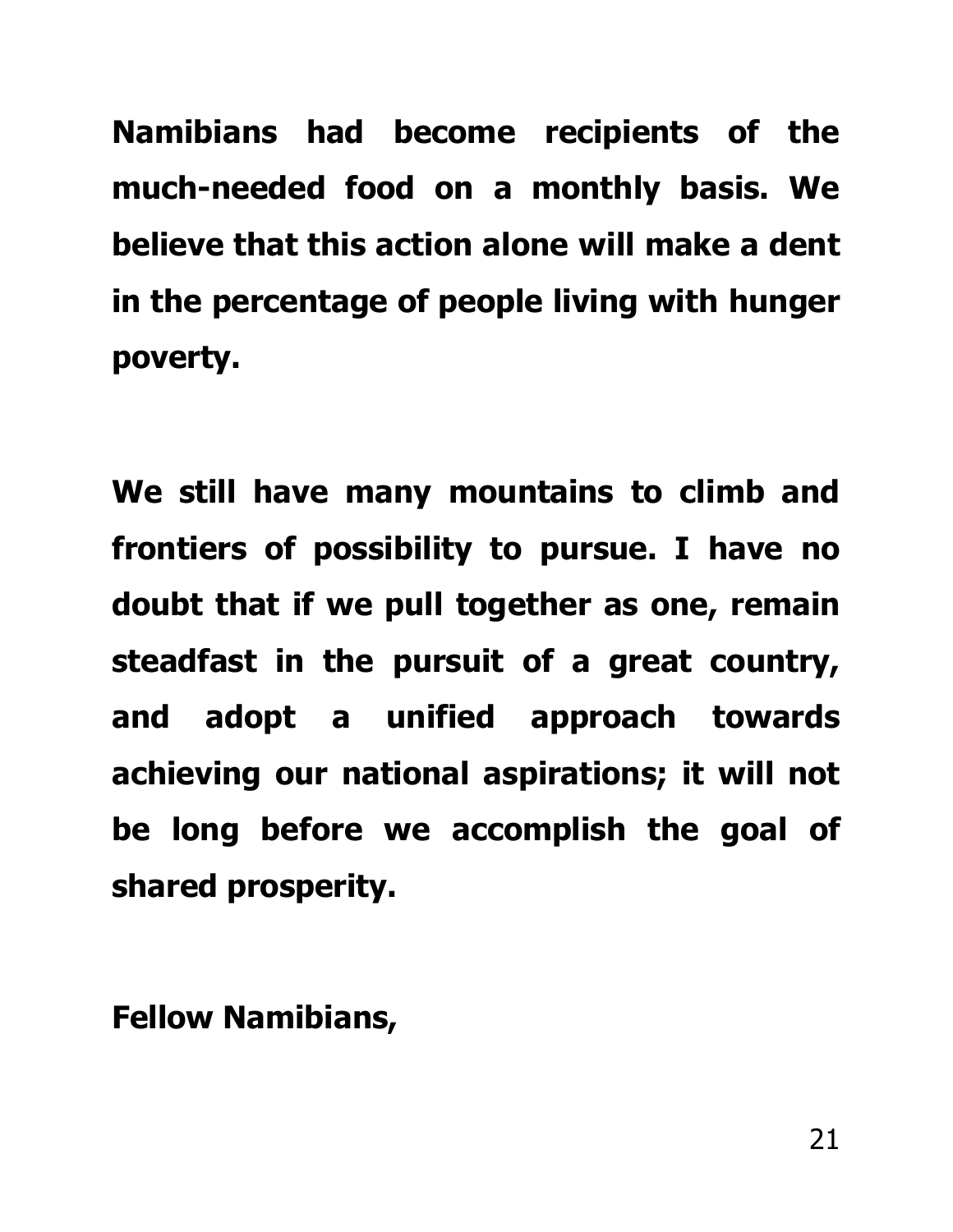**Namibians had become recipients of the much-needed food on a monthly basis. We believe that this action alone will make a dent in the percentage of people living with hunger poverty.**

**We still have many mountains to climb and frontiers of possibility to pursue. I have no doubt that if we pull together as one, remain steadfast in the pursuit of a great country, and adopt a unified approach towards achieving our national aspirations; it will not be long before we accomplish the goal of shared prosperity.**

**Fellow Namibians,**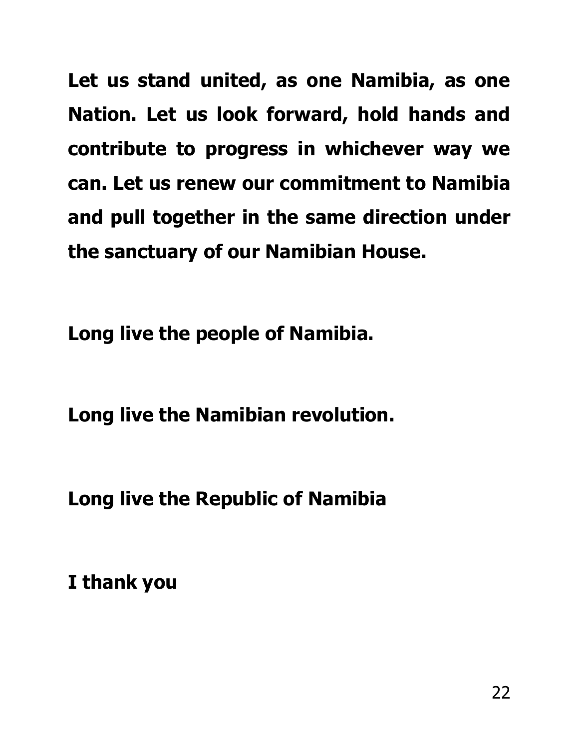**Let us stand united, as one Namibia, as one Nation. Let us look forward, hold hands and contribute to progress in whichever way we can. Let us renew our commitment to Namibia and pull together in the same direction under the sanctuary of our Namibian House.**

**Long live the people of Namibia.**

**Long live the Namibian revolution.**

**Long live the Republic of Namibia**

**I thank you**